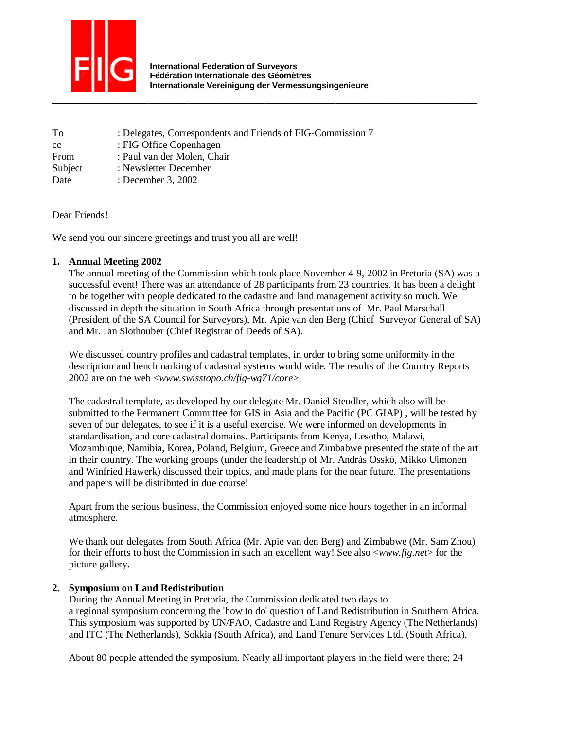International Federation of Surveyors
Fédération Internationale des Géomètres
Internationale Vereinigung der Vermessungsingenieure

---

| | |
|---|---|
| To | : Delegates, Correspondents and Friends of FIG-Commission 7 |
| cc | : FIG Office Copenhagen |
| From | : Paul van der Molen, Chair |
| Subject | : Newsletter December |
| Date | : December 3, 2002 |

Dear Friends!

We send you our sincere greetings and trust you all are well!

1. **Annual Meeting 2002**

   The annual meeting of the Commission which took place November 4-9, 2002 in Pretoria (SA) was a successful event! There was an attendance of 28 participants from 23 countries. It has been a delight to be together with people dedicated to the cadastre and land management activity so much. We discussed in depth the situation in South Africa through presentations of Mr. Paul Marschall (President of the SA Council for Surveyors), Mr. Apie van den Berg (Chief Surveyor General of SA) and Mr. Jan Slothouber (Chief Registrar of Deeds of SA).

   We discussed country profiles and cadastral templates, in order to bring some uniformity in the description and benchmarking of cadastral systems world wide. The results of the Country Reports 2002 are on the web <*www.swisstopo.ch/fig-wg71/core*>.

   The cadastral template, as developed by our delegate Mr. Daniel Steudler, which also will be submitted to the Permanent Committee for GIS in Asia and the Pacific (PC GIAP) , will be tested by seven of our delegates, to see if it is a useful exercise. We were informed on developments in standardisation, and core cadastral domains. Participants from Kenya, Lesotho, Malawi, Mozambique, Namibia, Korea, Poland, Belgium, Greece and Zimbabwe presented the state of the art in their country. The working groups (under the leadership of Mr. András Osskó, Mikko Uimonen and Winfried Hawerk) discussed their topics, and made plans for the near future. The presentations and papers will be distributed in due course!

   Apart from the serious business, the Commission enjoyed some nice hours together in an informal atmosphere.

   We thank our delegates from South Africa (Mr. Apie van den Berg) and Zimbabwe (Mr. Sam Zhou) for their efforts to host the Commission in such an excellent way! See also <*www.fig.net*> for the picture gallery.

2. **Symposium on Land Redistribution**

   During the Annual Meeting in Pretoria, the Commission dedicated two days to a regional symposium concerning the 'how to do' question of Land Redistribution in Southern Africa. This symposium was supported by UN/FAO, Cadastre and Land Registry Agency (The Netherlands) and ITC (The Netherlands), Sokkia (South Africa), and Land Tenure Services Ltd. (South Africa).

   About 80 people attended the symposium. Nearly all important players in the field were there; 24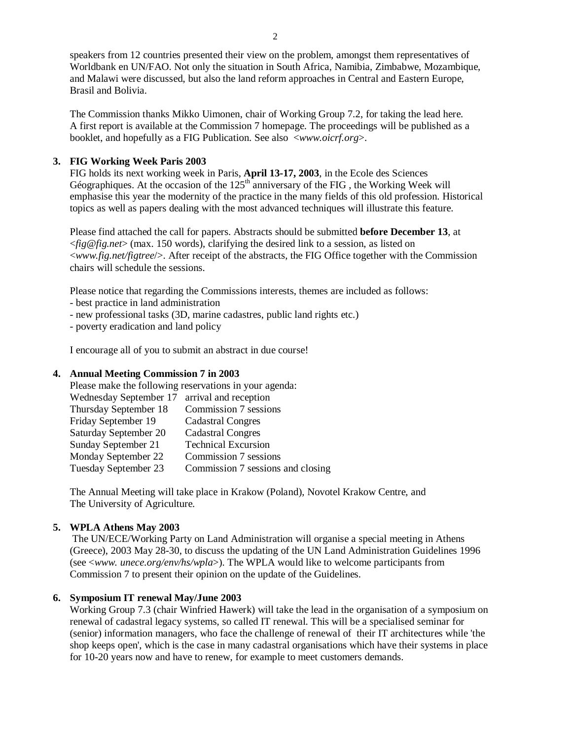speakers from 12 countries presented their view on the problem, amongst them representatives of Worldbank en UN/FAO. Not only the situation in South Africa, Namibia, Zimbabwe, Mozambique, and Malawi were discussed, but also the land reform approaches in Central and Eastern Europe, Brasil and Bolivia.

The Commission thanks Mikko Uimonen, chair of Working Group 7.2, for taking the lead here. A first report is available at the Commission 7 homepage. The proceedings will be published as a booklet, and hopefully as a FIG Publication. See also <*www.oicrf.org*>.

**3. FIG Working Week Paris 2003**

FIG holds its next working week in Paris, **April 13-17, 2003**, in the Ecole des Sciences Géographiques. At the occasion of the 125th anniversary of the FIG , the Working Week will emphasise this year the modernity of the practice in the many fields of this old profession. Historical topics as well as papers dealing with the most advanced techniques will illustrate this feature.

Please find attached the call for papers. Abstracts should be submitted **before December 13**, at <*fig@fig.net*> (max. 150 words), clarifying the desired link to a session, as listed on <*www.fig.net/figtree*/>. After receipt of the abstracts, the FIG Office together with the Commission chairs will schedule the sessions.

Please notice that regarding the Commissions interests, themes are included as follows:
- best practice in land administration
- new professional tasks (3D, marine cadastres, public land rights etc.)
- poverty eradication and land policy

I encourage all of you to submit an abstract in due course!

**4. Annual Meeting Commission 7 in 2003**

Please make the following reservations in your agenda:

| | |
|---|---|
| Wednesday September 17 | arrival and reception |
| Thursday September 18 | Commission 7 sessions |
| Friday September 19 | Cadastral Congres |
| Saturday September 20 | Cadastral Congres |
| Sunday September 21 | Technical Excursion |
| Monday September 22 | Commission 7 sessions |
| Tuesday September 23 | Commission 7 sessions and closing |

The Annual Meeting will take place in Krakow (Poland), Novotel Krakow Centre, and The University of Agriculture.

**5. WPLA Athens May 2003**

The UN/ECE/Working Party on Land Administration will organise a special meeting in Athens (Greece), 2003 May 28-30, to discuss the updating of the UN Land Administration Guidelines 1996 (see <*www. unece.org/env/hs/wpla*>). The WPLA would like to welcome participants from Commission 7 to present their opinion on the update of the Guidelines.

**6. Symposium IT renewal May/June 2003**

Working Group 7.3 (chair Winfried Hawerk) will take the lead in the organisation of a symposium on renewal of cadastral legacy systems, so called IT renewal. This will be a specialised seminar for (senior) information managers, who face the challenge of renewal of their IT architectures while 'the shop keeps open', which is the case in many cadastral organisations which have their systems in place for 10-20 years now and have to renew, for example to meet customers demands.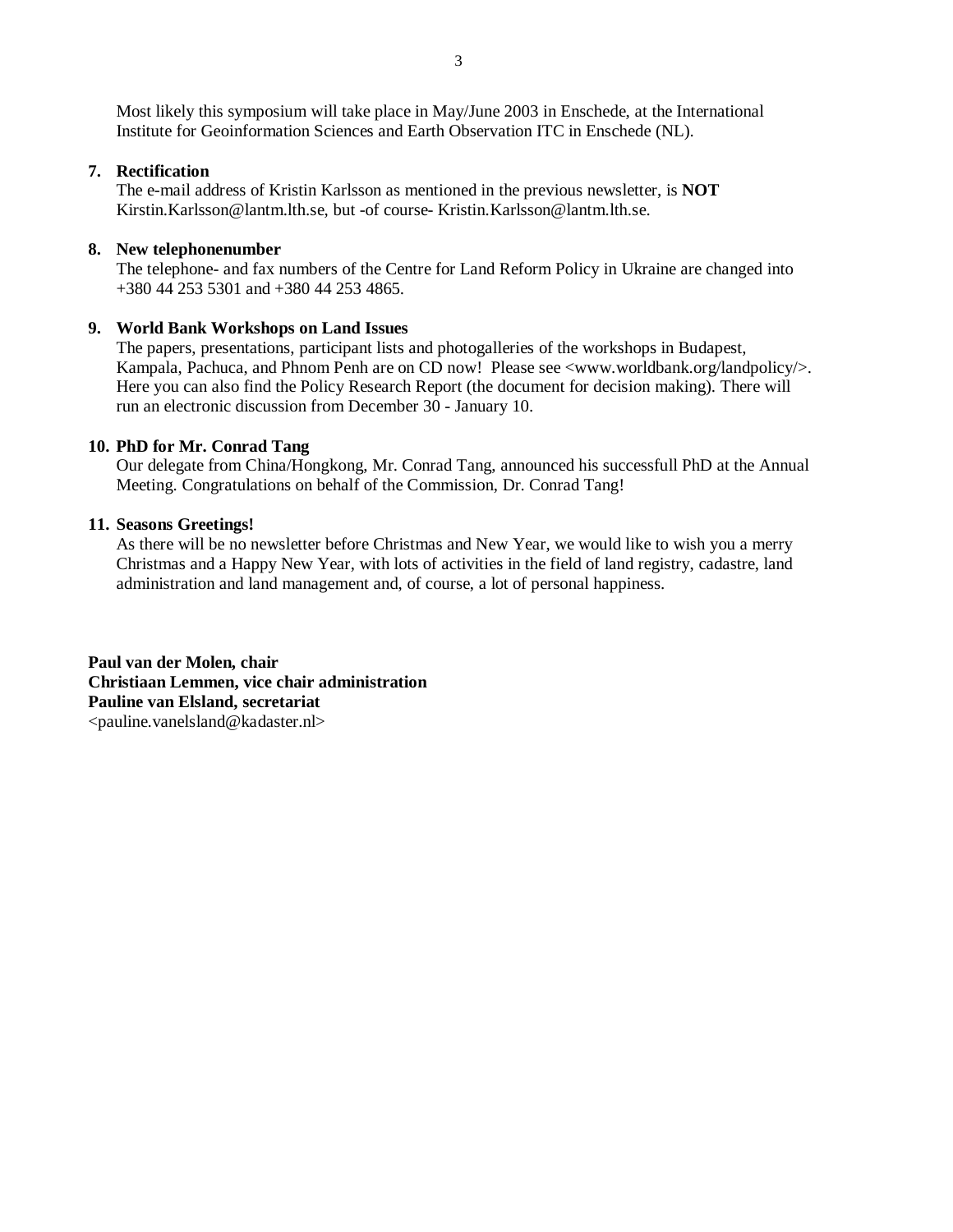Most likely this symposium will take place in May/June 2003 in Enschede, at the International Institute for Geoinformation Sciences and Earth Observation ITC in Enschede (NL).

7. **Rectification**

   The e-mail address of Kristin Karlsson as mentioned in the previous newsletter, is **NOT** Kirstin.Karlsson@lantm.lth.se, but -of course- Kristin.Karlsson@lantm.lth.se.

8. **New telephonenumber**

   The telephone- and fax numbers of the Centre for Land Reform Policy in Ukraine are changed into +380 44 253 5301 and +380 44 253 4865.

9. **World Bank Workshops on Land Issues**

   The papers, presentations, participant lists and photogalleries of the workshops in Budapest, Kampala, Pachuca, and Phnom Penh are on CD now! Please see <www.worldbank.org/landpolicy/>. Here you can also find the Policy Research Report (the document for decision making). There will run an electronic discussion from December 30 - January 10.

10. **PhD for Mr. Conrad Tang**

    Our delegate from China/Hongkong, Mr. Conrad Tang, announced his successfull PhD at the Annual Meeting. Congratulations on behalf of the Commission, Dr. Conrad Tang!

11. **Seasons Greetings!**

    As there will be no newsletter before Christmas and New Year, we would like to wish you a merry Christmas and a Happy New Year, with lots of activities in the field of land registry, cadastre, land administration and land management and, of course, a lot of personal happiness.

**Paul van der Molen, chair**
**Christiaan Lemmen, vice chair administration**
**Pauline van Elsland, secretariat**
<pauline.vanelsland@kadaster.nl>